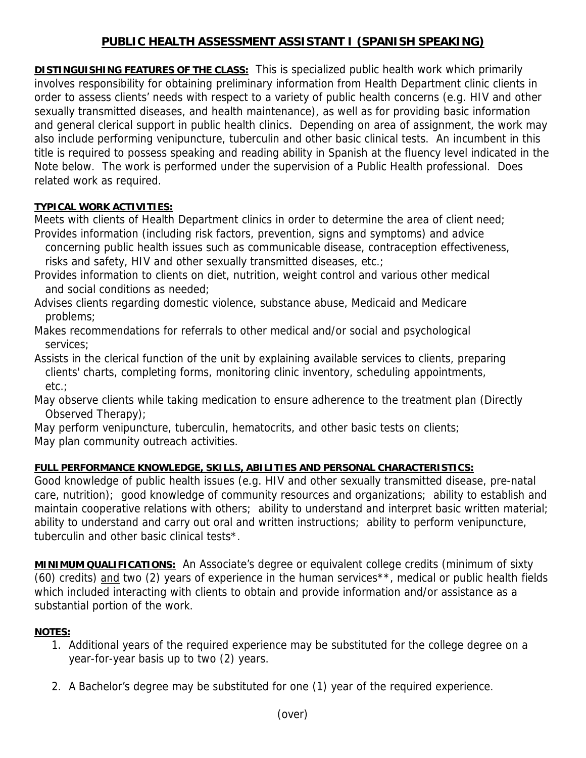# PUBLIC HEALTH ASSESSMENT ASSISTANT I (SPANISH SPEAKING)

**DISTINGUISHING FEATURES OF THE CLASS:** This is specialized public health work which primarily involves responsibility for obtaining preliminary information from Health Department clinic clients in order to assess clients' needs with respect to a variety of public health concerns (e.g. HIV and other sexually transmitted diseases, and health maintenance), as well as for providing basic information and general clerical support in public health clinics. Depending on area of assignment, the work may also include performing venipuncture, tuberculin and other basic clinical tests. An incumbent in this title is required to possess speaking and reading ability in Spanish at the fluency level indicated in the Note below. The work is performed under the supervision of a Public Health professional. Does related work as required.

**TYPICAL WORK ACTIVITIES:**

Meets with clients of Health Department clinics in order to determine the area of client need;
Provides information (including risk factors, prevention, signs and symptoms) and advice concerning public health issues such as communicable disease, contraception effectiveness, risks and safety, HIV and other sexually transmitted diseases, etc.;
Provides information to clients on diet, nutrition, weight control and various other medical and social conditions as needed;
Advises clients regarding domestic violence, substance abuse, Medicaid and Medicare problems;
Makes recommendations for referrals to other medical and/or social and psychological services;
Assists in the clerical function of the unit by explaining available services to clients, preparing clients' charts, completing forms, monitoring clinic inventory, scheduling appointments, etc.;
May observe clients while taking medication to ensure adherence to the treatment plan (Directly Observed Therapy);
May perform venipuncture, tuberculin, hematocrits, and other basic tests on clients;
May plan community outreach activities.

**FULL PERFORMANCE KNOWLEDGE, SKILLS, ABILITIES AND PERSONAL CHARACTERISTICS:**
Good knowledge of public health issues (e.g. HIV and other sexually transmitted disease, pre-natal care, nutrition); good knowledge of community resources and organizations; ability to establish and maintain cooperative relations with others; ability to understand and interpret basic written material; ability to understand and carry out oral and written instructions; ability to perform venipuncture, tuberculin and other basic clinical tests*.

**MINIMUM QUALIFICATIONS:** An Associate's degree or equivalent college credits (minimum of sixty (60) credits) and two (2) years of experience in the human services**, medical or public health fields which included interacting with clients to obtain and provide information and/or assistance as a substantial portion of the work.

**NOTES:**

1. Additional years of the required experience may be substituted for the college degree on a year-for-year basis up to two (2) years.

2. A Bachelor's degree may be substituted for one (1) year of the required experience.

(over)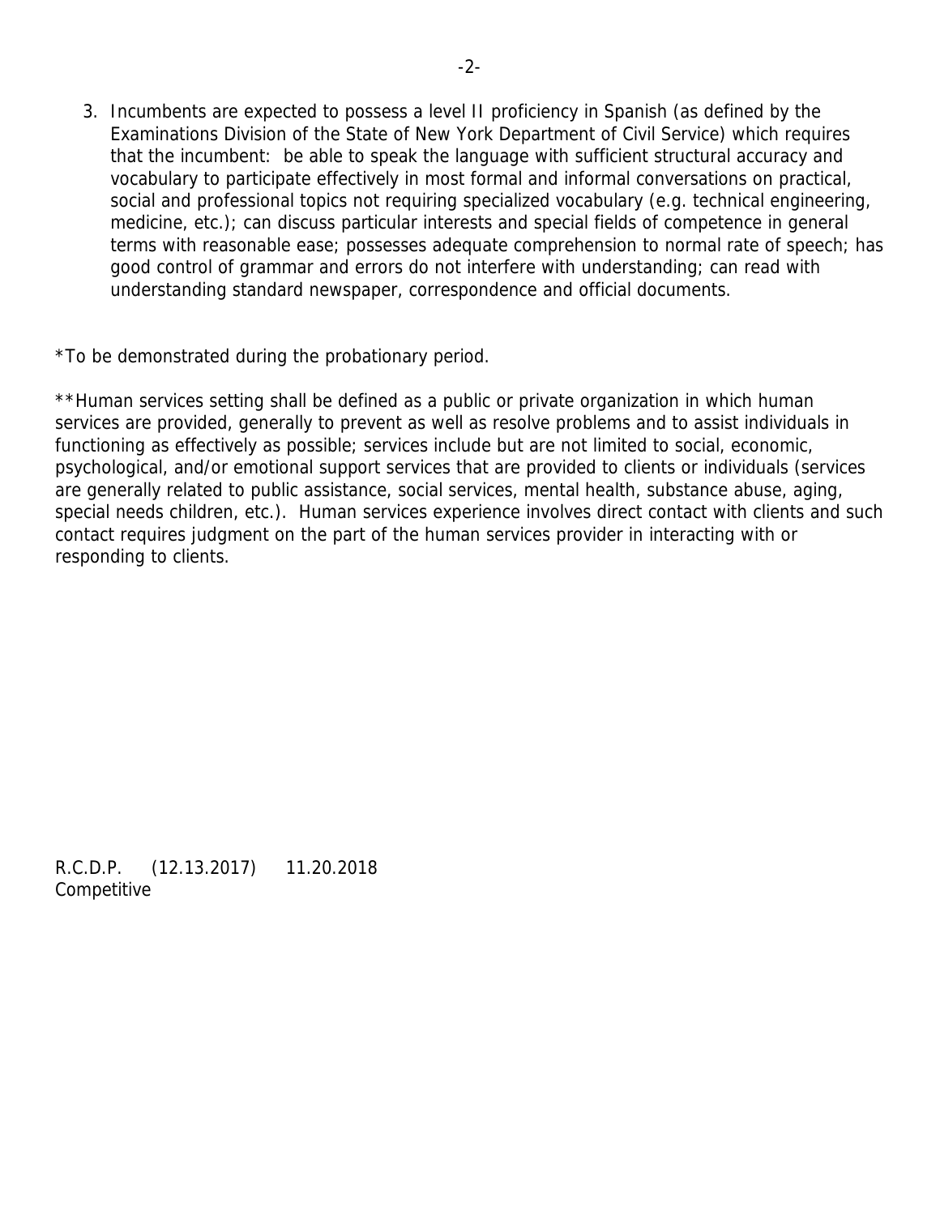3. Incumbents are expected to possess a level II proficiency in Spanish (as defined by the Examinations Division of the State of New York Department of Civil Service) which requires that the incumbent: be able to speak the language with sufficient structural accuracy and vocabulary to participate effectively in most formal and informal conversations on practical, social and professional topics not requiring specialized vocabulary (e.g. technical engineering, medicine, etc.); can discuss particular interests and special fields of competence in general terms with reasonable ease; possesses adequate comprehension to normal rate of speech; has good control of grammar and errors do not interfere with understanding; can read with understanding standard newspaper, correspondence and official documents.

*To be demonstrated during the probationary period.

**Human services setting shall be defined as a public or private organization in which human services are provided, generally to prevent as well as resolve problems and to assist individuals in functioning as effectively as possible; services include but are not limited to social, economic, psychological, and/or emotional support services that are provided to clients or individuals (services are generally related to public assistance, social services, mental health, substance abuse, aging, special needs children, etc.). Human services experience involves direct contact with clients and such contact requires judgment on the part of the human services provider in interacting with or responding to clients.

R.C.D.P. (12.13.2017) 11.20.2018
Competitive